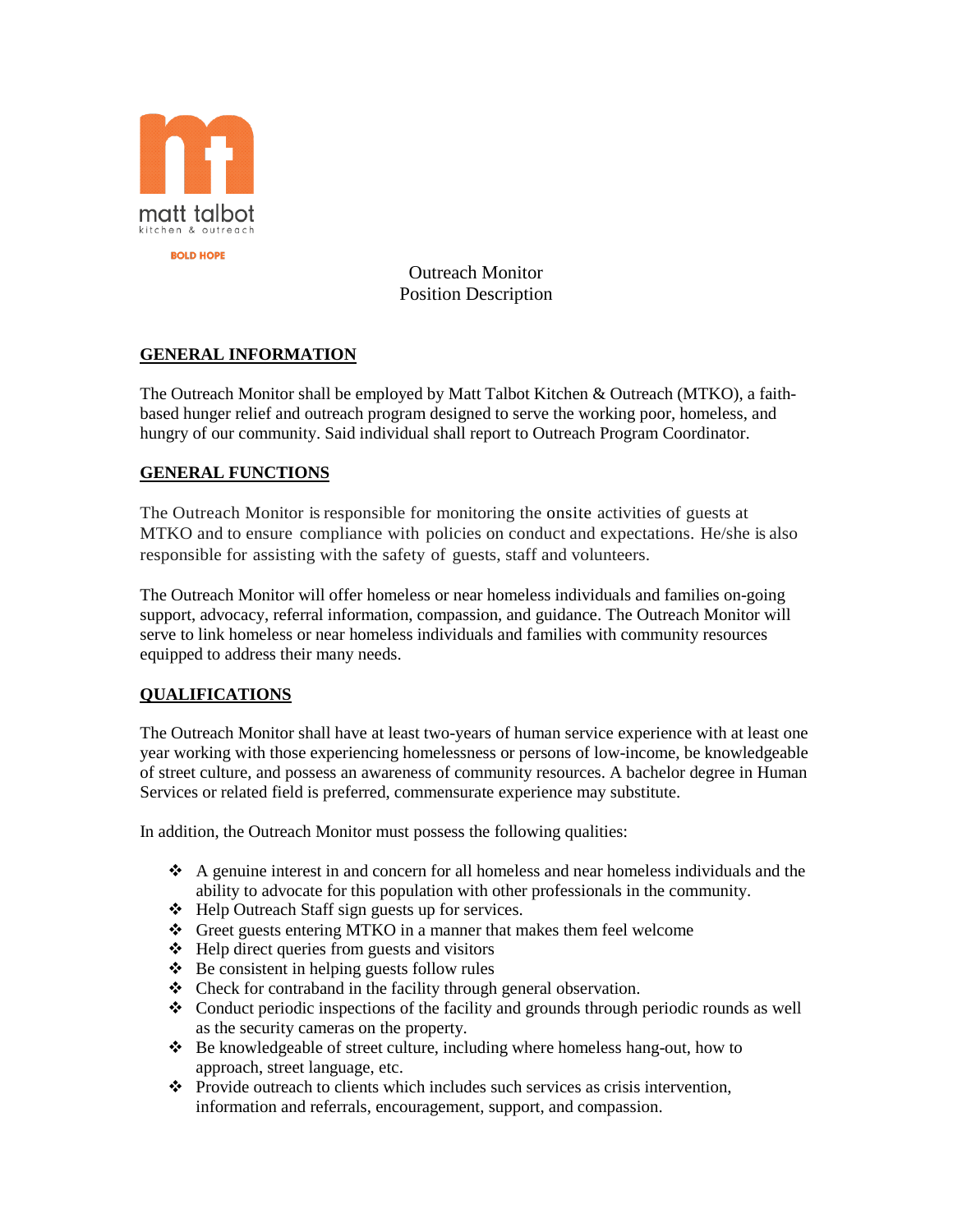matt talbot
kitchen & outreach

BOLD HOPE

# Outreach Monitor
# Position Description

## GENERAL INFORMATION

The Outreach Monitor shall be employed by Matt Talbot Kitchen & Outreach (MTKO), a faith-based hunger relief and outreach program designed to serve the working poor, homeless, and hungry of our community. Said individual shall report to Outreach Program Coordinator.

## GENERAL FUNCTIONS

The Outreach Monitor is responsible for monitoring the onsite activities of guests at MTKO and to ensure compliance with policies on conduct and expectations. He/she is also responsible for assisting with the safety of guests, staff and volunteers.

The Outreach Monitor will offer homeless or near homeless individuals and families on-going support, advocacy, referral information, compassion, and guidance. The Outreach Monitor will serve to link homeless or near homeless individuals and families with community resources equipped to address their many needs.

## QUALIFICATIONS

The Outreach Monitor shall have at least two-years of human service experience with at least one year working with those experiencing homelessness or persons of low-income, be knowledgeable of street culture, and possess an awareness of community resources. A bachelor degree in Human Services or related field is preferred, commensurate experience may substitute.

In addition, the Outreach Monitor must possess the following qualities:

- A genuine interest in and concern for all homeless and near homeless individuals and the ability to advocate for this population with other professionals in the community.
- Help Outreach Staff sign guests up for services.
- Greet guests entering MTKO in a manner that makes them feel welcome
- Help direct queries from guests and visitors
- Be consistent in helping guests follow rules
- Check for contraband in the facility through general observation.
- Conduct periodic inspections of the facility and grounds through periodic rounds as well as the security cameras on the property.
- Be knowledgeable of street culture, including where homeless hang-out, how to approach, street language, etc.
- Provide outreach to clients which includes such services as crisis intervention, information and referrals, encouragement, support, and compassion.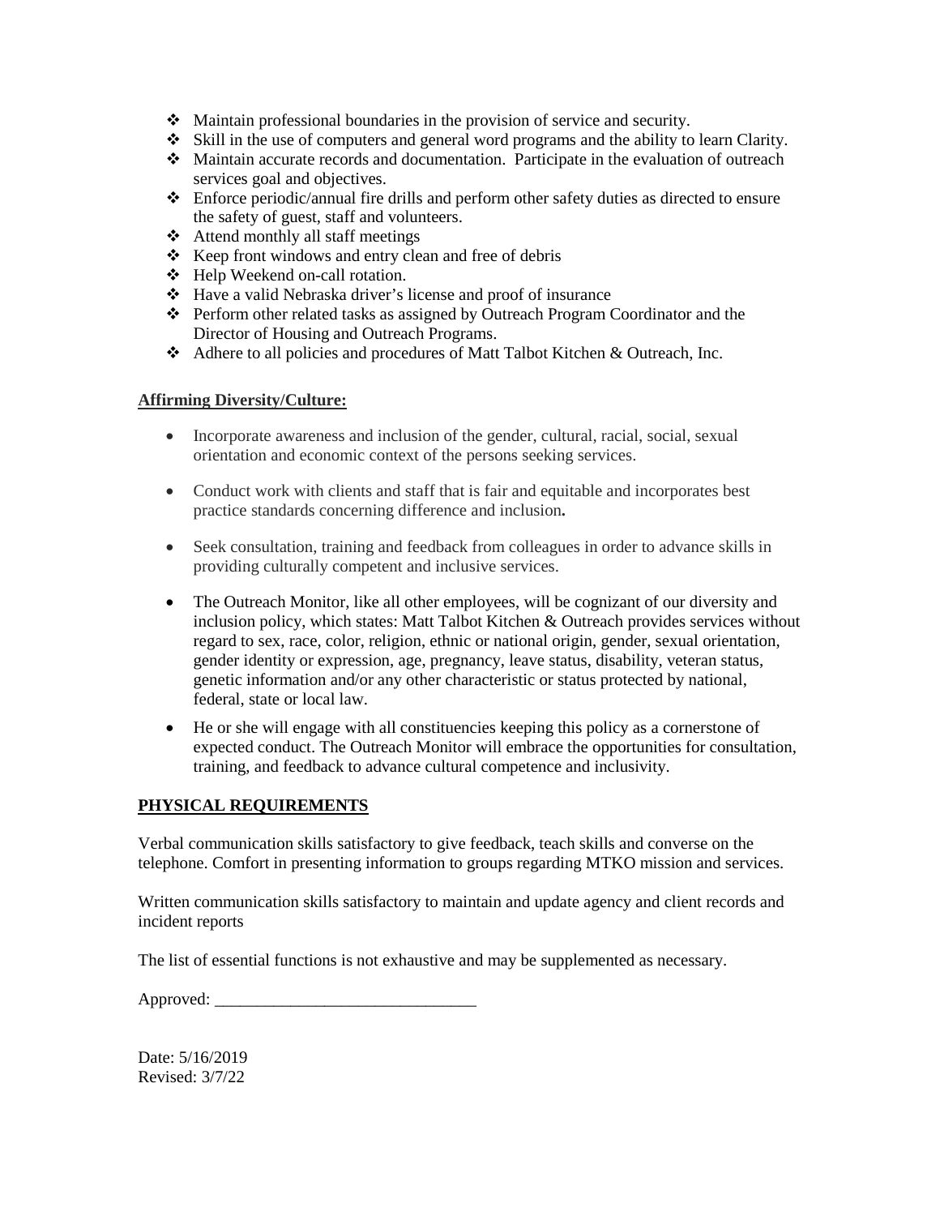- Maintain professional boundaries in the provision of service and security.
- Skill in the use of computers and general word programs and the ability to learn Clarity.
- Maintain accurate records and documentation. Participate in the evaluation of outreach services goal and objectives.
- Enforce periodic/annual fire drills and perform other safety duties as directed to ensure the safety of guest, staff and volunteers.
- Attend monthly all staff meetings
- Keep front windows and entry clean and free of debris
- Help Weekend on-call rotation.
- Have a valid Nebraska driver's license and proof of insurance
- Perform other related tasks as assigned by Outreach Program Coordinator and the Director of Housing and Outreach Programs.
- Adhere to all policies and procedures of Matt Talbot Kitchen & Outreach, Inc.

**Affirming Diversity/Culture:**

- Incorporate awareness and inclusion of the gender, cultural, racial, social, sexual orientation and economic context of the persons seeking services.
- Conduct work with clients and staff that is fair and equitable and incorporates best practice standards concerning difference and inclusion**.**
- Seek consultation, training and feedback from colleagues in order to advance skills in providing culturally competent and inclusive services.
- The Outreach Monitor, like all other employees, will be cognizant of our diversity and inclusion policy, which states: Matt Talbot Kitchen & Outreach provides services without regard to sex, race, color, religion, ethnic or national origin, gender, sexual orientation, gender identity or expression, age, pregnancy, leave status, disability, veteran status, genetic information and/or any other characteristic or status protected by national, federal, state or local law.
- He or she will engage with all constituencies keeping this policy as a cornerstone of expected conduct. The Outreach Monitor will embrace the opportunities for consultation, training, and feedback to advance cultural competence and inclusivity.

**PHYSICAL REQUIREMENTS**

Verbal communication skills satisfactory to give feedback, teach skills and converse on the telephone. Comfort in presenting information to groups regarding MTKO mission and services.

Written communication skills satisfactory to maintain and update agency and client records and incident reports

The list of essential functions is not exhaustive and may be supplemented as necessary.

Approved: ______________________________

Date: 5/16/2019
Revised: 3/7/22